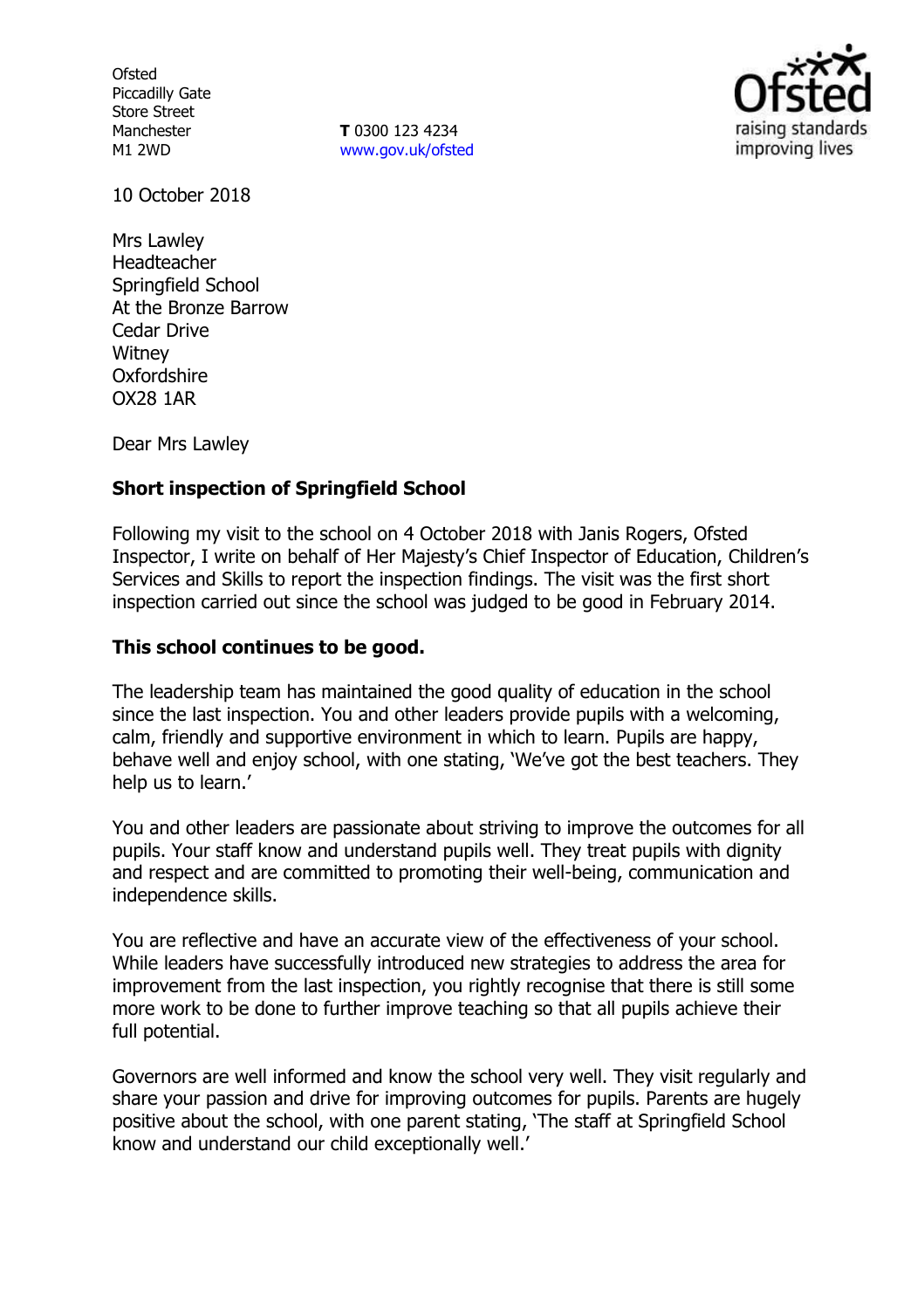Ofsted
Piccadilly Gate
Store Street
Manchester
M1 2WD

**T** 0300 123 4234
www.gov.uk/ofsted

10 October 2018

Mrs Lawley
Headteacher
Springfield School
At the Bronze Barrow
Cedar Drive
Witney
Oxfordshire
OX28 1AR

Dear Mrs Lawley

**Short inspection of Springfield School**

Following my visit to the school on 4 October 2018 with Janis Rogers, Ofsted Inspector, I write on behalf of Her Majesty's Chief Inspector of Education, Children's Services and Skills to report the inspection findings. The visit was the first short inspection carried out since the school was judged to be good in February 2014.

**This school continues to be good.**

The leadership team has maintained the good quality of education in the school since the last inspection. You and other leaders provide pupils with a welcoming, calm, friendly and supportive environment in which to learn. Pupils are happy, behave well and enjoy school, with one stating, 'We've got the best teachers. They help us to learn.'

You and other leaders are passionate about striving to improve the outcomes for all pupils. Your staff know and understand pupils well. They treat pupils with dignity and respect and are committed to promoting their well-being, communication and independence skills.

You are reflective and have an accurate view of the effectiveness of your school. While leaders have successfully introduced new strategies to address the area for improvement from the last inspection, you rightly recognise that there is still some more work to be done to further improve teaching so that all pupils achieve their full potential.

Governors are well informed and know the school very well. They visit regularly and share your passion and drive for improving outcomes for pupils. Parents are hugely positive about the school, with one parent stating, 'The staff at Springfield School know and understand our child exceptionally well.'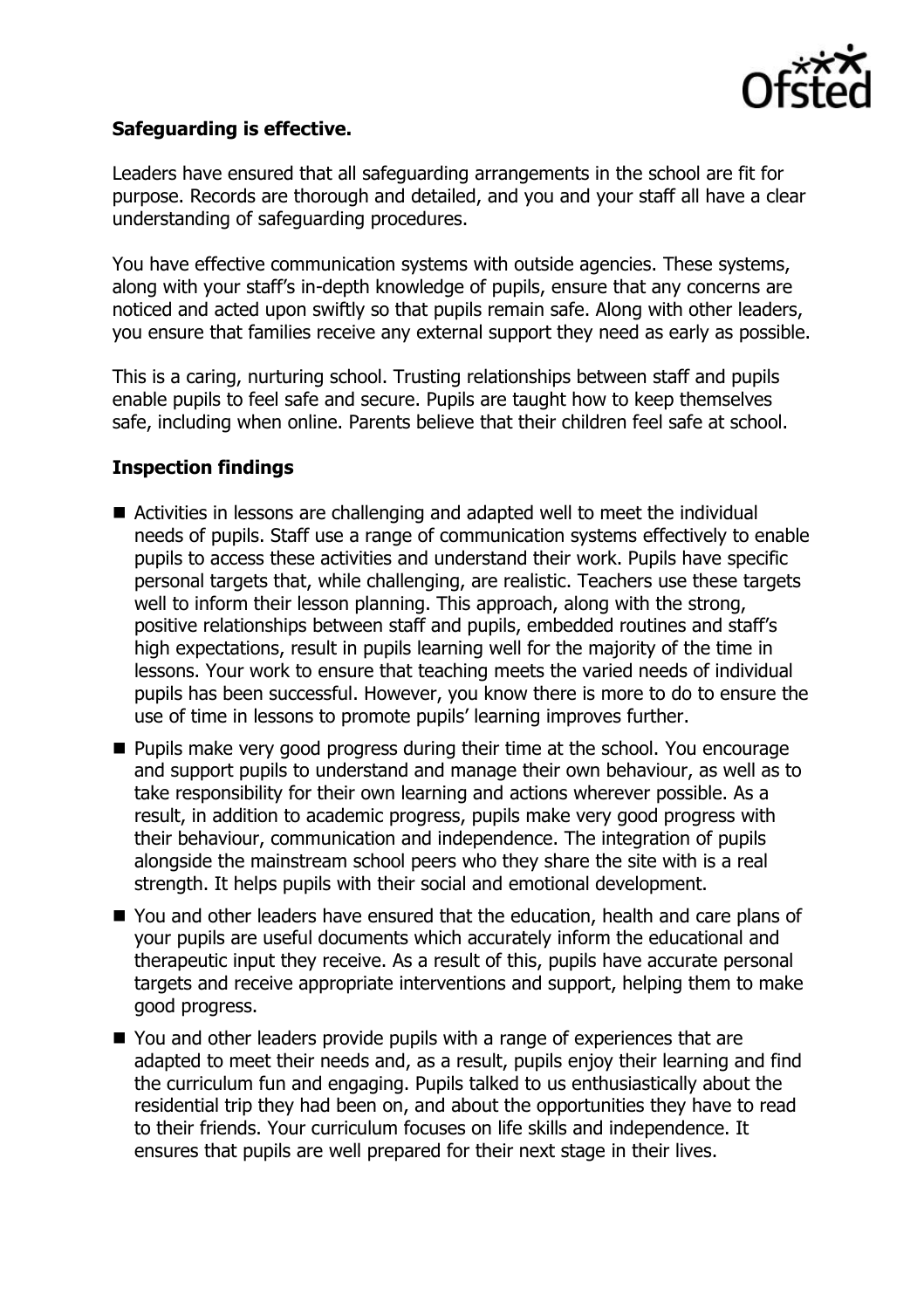**Safeguarding is effective.**

Leaders have ensured that all safeguarding arrangements in the school are fit for purpose. Records are thorough and detailed, and you and your staff all have a clear understanding of safeguarding procedures.

You have effective communication systems with outside agencies. These systems, along with your staff's in-depth knowledge of pupils, ensure that any concerns are noticed and acted upon swiftly so that pupils remain safe. Along with other leaders, you ensure that families receive any external support they need as early as possible.

This is a caring, nurturing school. Trusting relationships between staff and pupils enable pupils to feel safe and secure. Pupils are taught how to keep themselves safe, including when online. Parents believe that their children feel safe at school.

## Inspection findings

- Activities in lessons are challenging and adapted well to meet the individual needs of pupils. Staff use a range of communication systems effectively to enable pupils to access these activities and understand their work. Pupils have specific personal targets that, while challenging, are realistic. Teachers use these targets well to inform their lesson planning. This approach, along with the strong, positive relationships between staff and pupils, embedded routines and staff's high expectations, result in pupils learning well for the majority of the time in lessons. Your work to ensure that teaching meets the varied needs of individual pupils has been successful. However, you know there is more to do to ensure the use of time in lessons to promote pupils' learning improves further.
- Pupils make very good progress during their time at the school. You encourage and support pupils to understand and manage their own behaviour, as well as to take responsibility for their own learning and actions wherever possible. As a result, in addition to academic progress, pupils make very good progress with their behaviour, communication and independence. The integration of pupils alongside the mainstream school peers who they share the site with is a real strength. It helps pupils with their social and emotional development.
- You and other leaders have ensured that the education, health and care plans of your pupils are useful documents which accurately inform the educational and therapeutic input they receive. As a result of this, pupils have accurate personal targets and receive appropriate interventions and support, helping them to make good progress.
- You and other leaders provide pupils with a range of experiences that are adapted to meet their needs and, as a result, pupils enjoy their learning and find the curriculum fun and engaging. Pupils talked to us enthusiastically about the residential trip they had been on, and about the opportunities they have to read to their friends. Your curriculum focuses on life skills and independence. It ensures that pupils are well prepared for their next stage in their lives.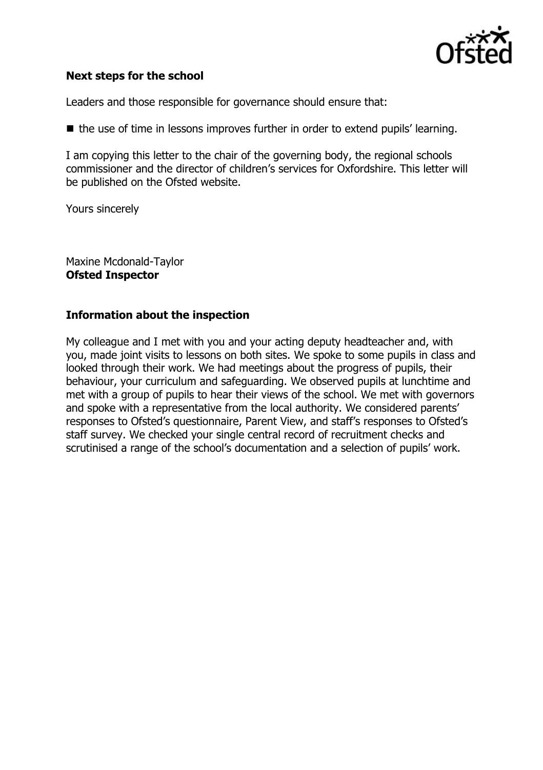**Next steps for the school**

Leaders and those responsible for governance should ensure that:

- the use of time in lessons improves further in order to extend pupils' learning.

I am copying this letter to the chair of the governing body, the regional schools commissioner and the director of children's services for Oxfordshire. This letter will be published on the Ofsted website.

Yours sincerely

Maxine Mcdonald-Taylor
**Ofsted Inspector**

## Information about the inspection

My colleague and I met with you and your acting deputy headteacher and, with you, made joint visits to lessons on both sites. We spoke to some pupils in class and looked through their work. We had meetings about the progress of pupils, their behaviour, your curriculum and safeguarding. We observed pupils at lunchtime and met with a group of pupils to hear their views of the school. We met with governors and spoke with a representative from the local authority. We considered parents' responses to Ofsted's questionnaire, Parent View, and staff's responses to Ofsted's staff survey. We checked your single central record of recruitment checks and scrutinised a range of the school's documentation and a selection of pupils' work.